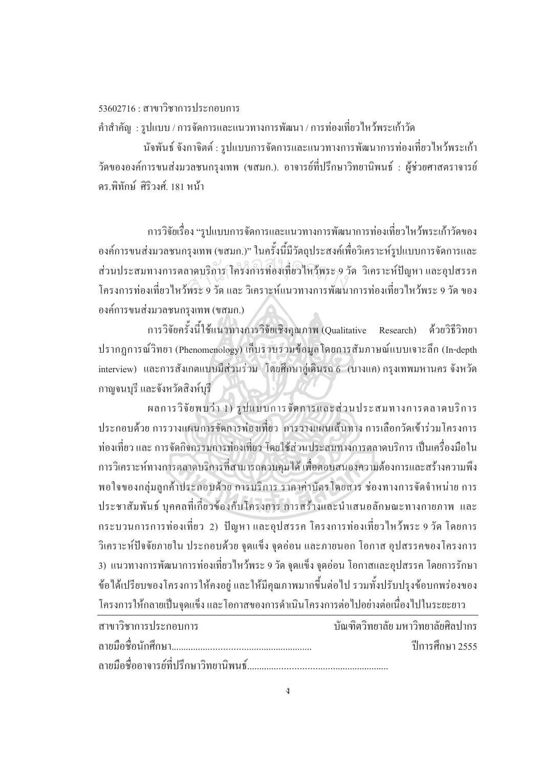53602716 : สาขาวิชาการประกอบการ

คำสำคัญ : รูปแบบ / การจัดการและแนวทางการพัฒนา / การท่องเที่ยวไหว้พระเก้าวัด

นัจพันธ์ จังกาจิตต์ : รูปแบบการจัดการและแนวทางการพัฒนาการท่องเที่ยวไหว้พระเก้าวัดขององค์การขนส่งมวลชนกรุงเทพ (ขสมก.). อาจารย์ที่ปรึกษาวิทยานิพนธ์ : ผู้ช่วยศาสตราจารย์ ดร.พิทักษ์ ศิริวงศ์. 181 หน้า

การวิจัยเรื่อง "รูปแบบการจัดการและแนวทางการพัฒนาการท่องเที่ยวไหว้พระเก้าวัดขององค์การขนส่งมวลชนกรุงเทพ (ขสมก.)" ในครั้งนี้มีวัตถุประสงค์เพื่อวิเคราะห์รูปแบบการจัดการและส่วนประสมทางการตลาดบริการ โครงการท่องเที่ยวไหว้พระ 9 วัด วิเคราะห์ปัญหา และอุปสรรค โครงการท่องเที่ยวไหว้พระ 9 วัด และ วิเคราะห์แนวทางการพัฒนาการท่องเที่ยวไหว้พระ 9 วัด ขององค์การขนส่งมวลชนกรุงเทพ (ขสมก.)

การวิจัยครั้งนี้ใช้แนวทางการวิจัยเชิงคุณภาพ (Qualitative Research) ด้วยวิธีวิทยาปรากฏการณ์วิทยา (Phenomenology) เก็บรวบรวมข้อมูลโดยการสัมภาษณ์แบบเจาะลึก (In-depth interview) และการสังเกตแบบมีส่วนร่วม โดยศึกษาอู่เดินรถ 6 (บางแค) กรุงเทพมหานคร จังหวัดกาญจนบุรี และจังหวัดสิงห์บุรี

ผลการวิจัยพบว่า 1) รูปแบบการจัดการและส่วนประสมทางการตลาดบริการ ประกอบด้วย การวางแผนการจัดการท่องเที่ยว การวางแผนเส้นทาง การเลือกวัดเข้าร่วมโครงการท่องเที่ยว และ การจัดกิจกรรมการท่องเที่ยว โดยใช้ส่วนประสมทางการตลาดบริการ เป็นเครื่องมือในการวิเคราะห์ทางการตลาดบริการที่สามารถควบคุมได้ เพื่อตอบสนองความต้องการและสร้างความพึงพอใจของกลุ่มลูกค้าประกอบด้วย การบริการ ราคาค่าบัตรโดยสาร ช่องทางการจัดจำหน่าย การประชาสัมพันธ์ บุคคลที่เกี่ยวข้องกับโครงการ การสร้างและนำเสนอลักษณะทางกายภาพ และกระบวนการการท่องเที่ยว 2) ปัญหา และอุปสรรค โครงการท่องเที่ยวไหว้พระ 9 วัด โดยการวิเคราะห์ปัจจัยภายใน ประกอบด้วย จุดแข็ง จุดอ่อน และภายนอก โอกาส อุปสรรคของโครงการ 3) แนวทางการพัฒนาการท่องเที่ยวไหว้พระ 9 วัด จุดแข็ง จุดอ่อน โอกาสและอุปสรรค โดยการรักษาข้อได้เปรียบของโครงการให้คงอยู่ และให้มีคุณภาพมากขึ้นต่อไป รวมทั้งปรับปรุงข้อบกพร่องของโครงการให้กลายเป็นจุดแข็ง และโอกาสของการดำเนินโครงการต่อไปอย่างต่อเนื่องไปในระยะยาว

---

สาขาวิชาการประกอบการ บัณฑิตวิทยาลัย มหาวิทยาลัยศิลปากร

ลายมือชื่อนักศึกษา........................................................ ปีการศึกษา 2555

ลายมือชื่ออาจารย์ที่ปรึกษาวิทยานิพนธ์........................................................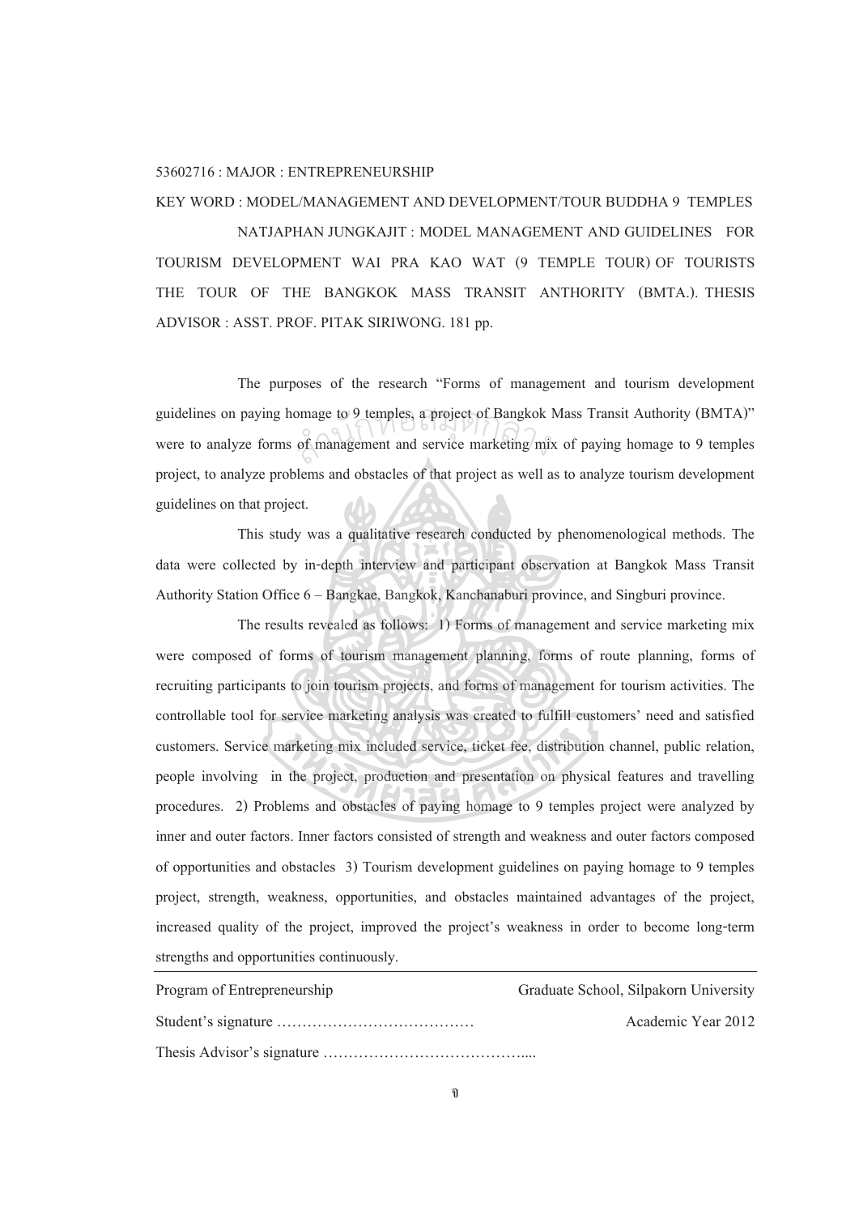53602716 : MAJOR : ENTREPRENEURSHIP

KEY WORD : MODEL/MANAGEMENT AND DEVELOPMENT/TOUR BUDDHA 9 TEMPLES

NATJAPHAN JUNGKAJIT : MODEL MANAGEMENT AND GUIDELINES FOR TOURISM DEVELOPMENT WAI PRA KAO WAT (9 TEMPLE TOUR) OF TOURISTS THE TOUR OF THE BANGKOK MASS TRANSIT ANTHORITY (BMTA.). THESIS ADVISOR : ASST. PROF. PITAK SIRIWONG. 181 pp.

The purposes of the research "Forms of management and tourism development guidelines on paying homage to 9 temples, a project of Bangkok Mass Transit Authority (BMTA)" were to analyze forms of management and service marketing mix of paying homage to 9 temples project, to analyze problems and obstacles of that project as well as to analyze tourism development guidelines on that project.

This study was a qualitative research conducted by phenomenological methods. The data were collected by in-depth interview and participant observation at Bangkok Mass Transit Authority Station Office 6 – Bangkae, Bangkok, Kanchanaburi province, and Singburi province.

The results revealed as follows: 1) Forms of management and service marketing mix were composed of forms of tourism management planning, forms of route planning, forms of recruiting participants to join tourism projects, and forms of management for tourism activities. The controllable tool for service marketing analysis was created to fulfill customers' need and satisfied customers. Service marketing mix included service, ticket fee, distribution channel, public relation, people involving in the project, production and presentation on physical features and travelling procedures. 2) Problems and obstacles of paying homage to 9 temples project were analyzed by inner and outer factors. Inner factors consisted of strength and weakness and outer factors composed of opportunities and obstacles 3) Tourism development guidelines on paying homage to 9 temples project, strength, weakness, opportunities, and obstacles maintained advantages of the project, increased quality of the project, improved the project's weakness in order to become long-term strengths and opportunities continuously.

---

Program of Entrepreneurship — Graduate School, Silpakorn University

Student's signature ………………………………… Academic Year 2012

Thesis Advisor's signature …………………………………....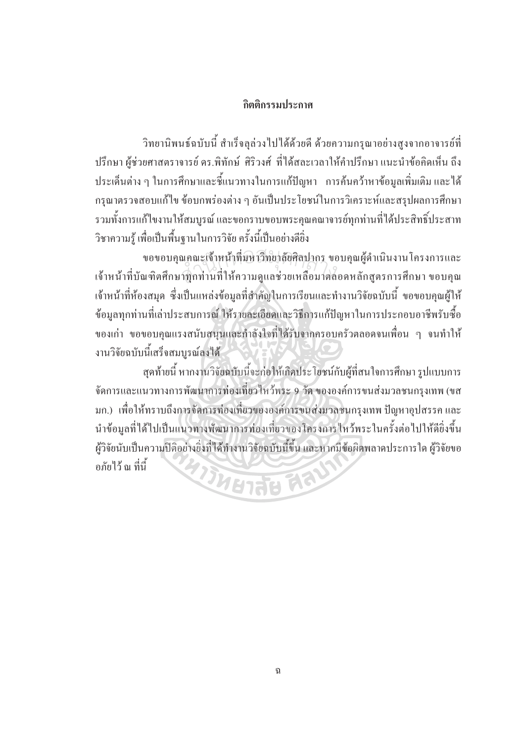## กิตติกรรมประกาศ

วิทยานิพนธ์ฉบับนี้ สำเร็จลุล่วงไปได้ด้วยดี ด้วยความกรุณาอย่างสูงจากอาจารย์ที่ปรึกษา ผู้ช่วยศาสตราจารย์ ดร.พิทักษ์ ศิริวงศ์ ที่ได้สละเวลาให้คำปรึกษา แนะนำข้อคิดเห็น ถึงประเด็นต่าง ๆ ในการศึกษาและชี้แนวทางในการแก้ปัญหา การค้นคว้าหาข้อมูลเพิ่มเติม และได้กรุณาตรวจสอบแก้ไข ข้อบกพร่องต่าง ๆ อันเป็นประโยชน์ในการวิเคราะห์และสรุปผลการศึกษา รวมทั้งการแก้ไขงานให้สมบูรณ์ และขอกราบขอบพระคุณคณาจารย์ทุกท่านที่ได้ประสิทธิ์ประสาทวิชาความรู้ เพื่อเป็นพื้นฐานในการวิจัย ครั้งนี้เป็นอย่างดียิ่ง

ขอขอบคุณคณะเจ้าหน้าที่มหาวิทยาลัยศิลปากร ขอบคุณผู้ดำเนินงานโครงการและเจ้าหน้าที่บัณฑิตศึกษาทุกท่านที่ให้ความดูแลช่วยเหลือมาตลอดหลักสูตรการศึกษา ขอบคุณเจ้าหน้าที่ห้องสมุด ซึ่งเป็นแหล่งข้อมูลที่สำคัญในการเรียนและทำงานวิจัยฉบับนี้ ขอขอบคุณผู้ให้ข้อมูลทุกท่านที่เล่าประสบการณ์ ให้รายละเอียดและวิธีการแก้ปัญหาในการประกอบอาชีพรับซื้อของเก่า ขอขอบคุณแรงสนับสนุนและกำลังใจที่ได้รับจากครอบครัวตลอดจนเพื่อน ๆ จนทำให้งานวิจัยฉบับนี้เสร็จสมบูรณ์ลงได้

สุดท้ายนี้ หากงานวิจัยฉบับนี้จะก่อให้เกิดประโยชน์กับผู้ที่สนใจการศึกษา รูปแบบการจัดการและแนวทางการพัฒนาการท่องเที่ยวไหว้พระ 9 วัด ขององค์การขนส่งมวลชนกรุงเทพ (ขสมก.) เพื่อให้ทราบถึงการจัดการท่องเที่ยวขององค์การขนส่งมวลชนกรุงเทพ ปัญหาอุปสรรค และนำข้อมูลที่ได้ไปเป็นแนวทางพัฒนาการท่องเที่ยวของโครงการไหว้พระในครั้งต่อไปให้ดียิ่งขึ้น ผู้วิจัยนับเป็นความปีติอย่างยิ่งที่ได้ทำงานวิจัยฉบับนี้ขึ้น และหากมีข้อผิดพลาดประการใด ผู้วิจัยขออภัยไว้ ณ ที่นี้